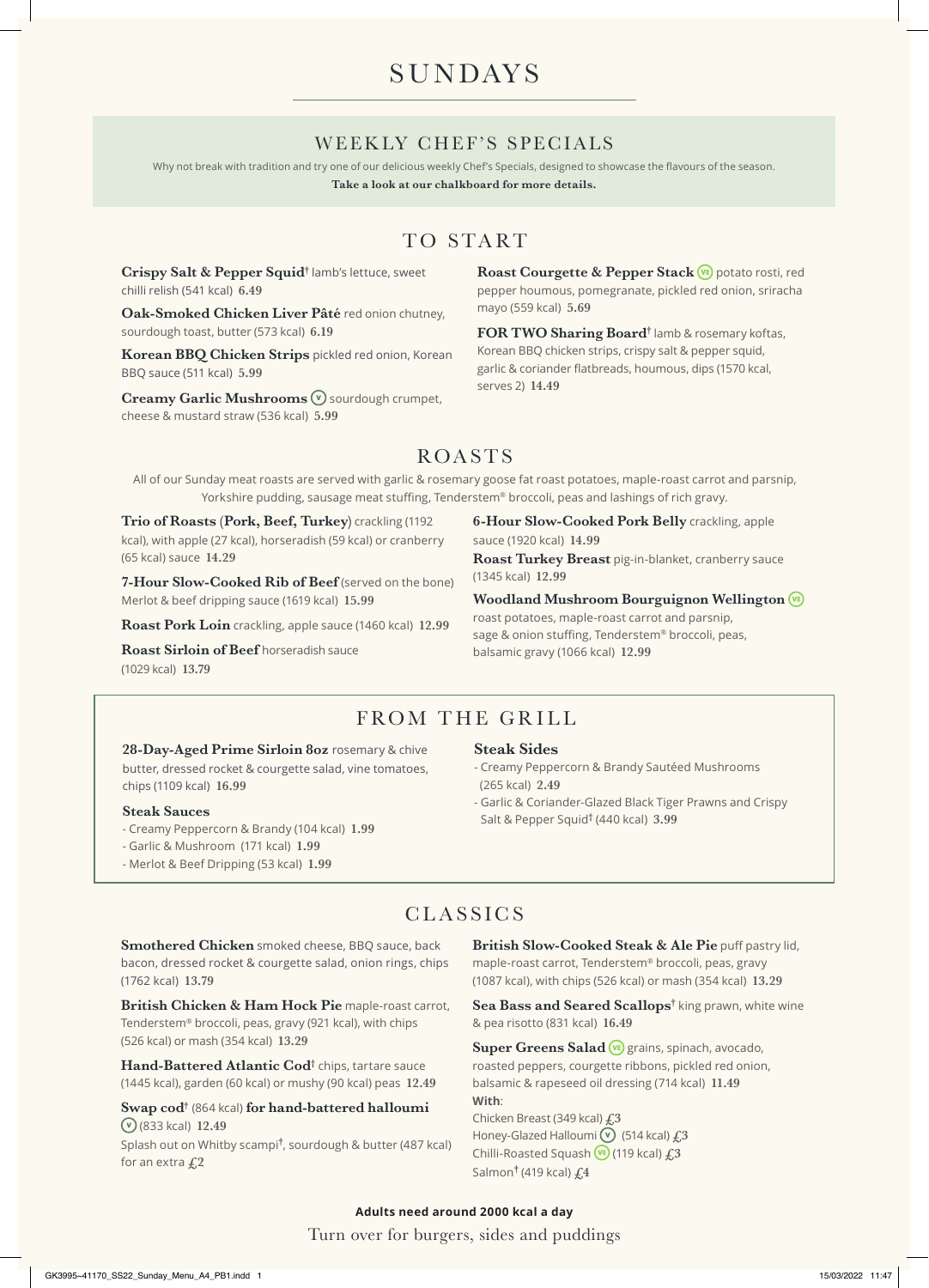# SUNDAYS

## WEEKLY CHEF'S SPECIALS

Why not break with tradition and try one of our delicious weekly Chef's Specials, designed to showcase the flavours of the season.
**Take a look at our chalkboard for more details.**

## TO START

**Crispy Salt & Pepper Squid**† lamb's lettuce, sweet chilli relish (541 kcal) **6.49**

**Oak-Smoked Chicken Liver Pâté** red onion chutney, sourdough toast, butter (573 kcal) **6.19**

**Korean BBQ Chicken Strips** pickled red onion, Korean BBQ sauce (511 kcal) **5.99**

**Creamy Garlic Mushrooms** (V) sourdough crumpet, cheese & mustard straw (536 kcal) **5.99**

**Roast Courgette & Pepper Stack** (VE) potato rosti, red pepper houmous, pomegranate, pickled red onion, sriracha mayo (559 kcal) **5.69**

**FOR TWO Sharing Board**† lamb & rosemary koftas, Korean BBQ chicken strips, crispy salt & pepper squid, garlic & coriander flatbreads, houmous, dips (1570 kcal, serves 2) **14.49**

## ROASTS

All of our Sunday meat roasts are served with garlic & rosemary goose fat roast potatoes, maple-roast carrot and parsnip, Yorkshire pudding, sausage meat stuffing, Tenderstem® broccoli, peas and lashings of rich gravy.

**Trio of Roasts (Pork, Beef, Turkey)** crackling (1192 kcal), with apple (27 kcal), horseradish (59 kcal) or cranberry (65 kcal) sauce **14.29**

**7-Hour Slow-Cooked Rib of Beef** (served on the bone) Merlot & beef dripping sauce (1619 kcal) **15.99**

**Roast Pork Loin** crackling, apple sauce (1460 kcal) **12.99**

**Roast Sirloin of Beef** horseradish sauce (1029 kcal) **13.79**

**6-Hour Slow-Cooked Pork Belly** crackling, apple sauce (1920 kcal) **14.99**

**Roast Turkey Breast** pig-in-blanket, cranberry sauce (1345 kcal) **12.99**

**Woodland Mushroom Bourguignon Wellington** (VE) roast potatoes, maple-roast carrot and parsnip, sage & onion stuffing, Tenderstem® broccoli, peas, balsamic gravy (1066 kcal) **12.99**

## FROM THE GRILL

**28-Day-Aged Prime Sirloin 8oz** rosemary & chive butter, dressed rocket & courgette salad, vine tomatoes, chips (1109 kcal) **16.99**

### Steak Sauces

- Creamy Peppercorn & Brandy (104 kcal) **1.99**
- Garlic & Mushroom (171 kcal) **1.99**
- Merlot & Beef Dripping (53 kcal) **1.99**

### Steak Sides

- Creamy Peppercorn & Brandy Sautéed Mushrooms (265 kcal) **2.49**
- Garlic & Coriander-Glazed Black Tiger Prawns and Crispy Salt & Pepper Squid† (440 kcal) **3.99**

## CLASSICS

**Smothered Chicken** smoked cheese, BBQ sauce, back bacon, dressed rocket & courgette salad, onion rings, chips (1762 kcal) **13.79**

**British Chicken & Ham Hock Pie** maple-roast carrot, Tenderstem® broccoli, peas, gravy (921 kcal), with chips (526 kcal) or mash (354 kcal) **13.29**

**Hand-Battered Atlantic Cod**† chips, tartare sauce (1445 kcal), garden (60 kcal) or mushy (90 kcal) peas **12.49**

**Swap cod**† (864 kcal) **for hand-battered halloumi** (V) (833 kcal) **12.49**

Splash out on Whitby scampi†, sourdough & butter (487 kcal) for an extra **£2**

**British Slow-Cooked Steak & Ale Pie** puff pastry lid, maple-roast carrot, Tenderstem® broccoli, peas, gravy (1087 kcal), with chips (526 kcal) or mash (354 kcal) **13.29**

**Sea Bass and Seared Scallops**† king prawn, white wine & pea risotto (831 kcal) **16.49**

**Super Greens Salad** (VE) grains, spinach, avocado, roasted peppers, courgette ribbons, pickled red onion, balsamic & rapeseed oil dressing (714 kcal) **11.49**

**With**:

Chicken Breast (349 kcal) **£3**
Honey-Glazed Halloumi (V) (514 kcal) **£3**
Chilli-Roasted Squash (VE) (119 kcal) **£3**
Salmon† (419 kcal) **£4**

**Adults need around 2000 kcal a day**

Turn over for burgers, sides and puddings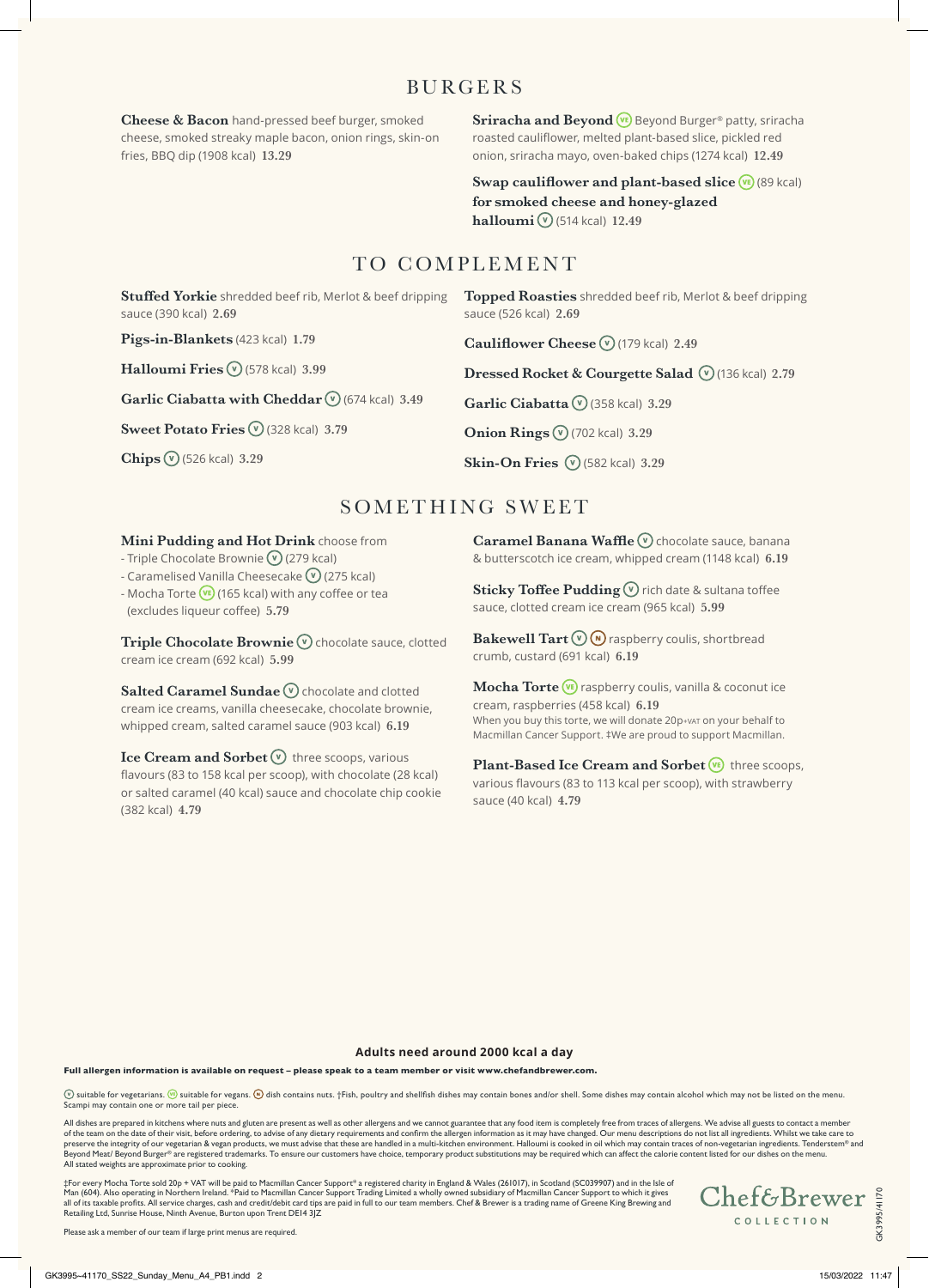## BURGERS

**Cheese & Bacon** hand-pressed beef burger, smoked cheese, smoked streaky maple bacon, onion rings, skin-on fries, BBQ dip (1908 kcal) **13.29**

**Sriracha and Beyond** (VE) Beyond Burger® patty, sriracha roasted cauliflower, melted plant-based slice, pickled red onion, sriracha mayo, oven-baked chips (1274 kcal) **12.49**

**Swap cauliflower and plant-based slice** (VE) (89 kcal) **for smoked cheese and honey-glazed halloumi** (V) (514 kcal) **12.49**

## TO COMPLEMENT

**Stuffed Yorkie** shredded beef rib, Merlot & beef dripping sauce (390 kcal) **2.69**

**Pigs-in-Blankets** (423 kcal) **1.79**

**Halloumi Fries** (V) (578 kcal) **3.99**

**Garlic Ciabatta with Cheddar** (V) (674 kcal) **3.49**

**Sweet Potato Fries** (V) (328 kcal) **3.79**

**Chips** (V) (526 kcal) **3.29**

**Topped Roasties** shredded beef rib, Merlot & beef dripping sauce (526 kcal) **2.69**

**Cauliflower Cheese** (V) (179 kcal) **2.49**

**Dressed Rocket & Courgette Salad** (V) (136 kcal) **2.79**

**Garlic Ciabatta** (V) (358 kcal) **3.29**

**Onion Rings** (V) (702 kcal) **3.29**

**Skin-On Fries** (V) (582 kcal) **3.29**

## SOMETHING SWEET

**Mini Pudding and Hot Drink** choose from
- Triple Chocolate Brownie (V) (279 kcal)
- Caramelised Vanilla Cheesecake (V) (275 kcal)
- Mocha Torte (VE) (165 kcal) with any coffee or tea (excludes liqueur coffee) **5.79**

**Triple Chocolate Brownie** (V) chocolate sauce, clotted cream ice cream (692 kcal) **5.99**

**Salted Caramel Sundae** (V) chocolate and clotted cream ice creams, vanilla cheesecake, chocolate brownie, whipped cream, salted caramel sauce (903 kcal) **6.19**

**Ice Cream and Sorbet** (V) three scoops, various flavours (83 to 158 kcal per scoop), with chocolate (28 kcal) or salted caramel (40 kcal) sauce and chocolate chip cookie (382 kcal) **4.79**

**Caramel Banana Waffle** (V) chocolate sauce, banana & butterscotch ice cream, whipped cream (1148 kcal) **6.19**

**Sticky Toffee Pudding** (V) rich date & sultana toffee sauce, clotted cream ice cream (965 kcal) **5.99**

**Bakewell Tart** (V) (N) raspberry coulis, shortbread crumb, custard (691 kcal) **6.19**

**Mocha Torte** (VE) raspberry coulis, vanilla & coconut ice cream, raspberries (458 kcal) **6.19**
When you buy this torte, we will donate 20p+VAT on your behalf to Macmillan Cancer Support. ‡We are proud to support Macmillan.

**Plant-Based Ice Cream and Sorbet** (VE) three scoops, various flavours (83 to 113 kcal per scoop), with strawberry sauce (40 kcal) **4.79**

**Adults need around 2000 kcal a day**

**Full allergen information is available on request – please speak to a team member or visit www.chefandbrewer.com.**

(V) suitable for vegetarians. (VE) suitable for vegans. (N) dish contains nuts. †Fish, poultry and shellfish dishes may contain bones and/or shell. Some dishes may contain alcohol which may not be listed on the menu. Scampi may contain one or more tail per piece.

All dishes are prepared in kitchens where nuts and gluten are present as well as other allergens and we cannot guarantee that any food item is completely free from traces of allergens. We advise all guests to contact a member of the team on the date of their visit, before ordering, to advise of any dietary requirements and confirm the allergen information as it may have changed. Our menu descriptions do not list all ingredients. Whilst we take care to preserve the integrity of our vegetarian & vegan products, we must advise that these are handled in a multi-kitchen environment. Halloumi is cooked in oil which may contain traces of non-vegetarian ingredients. Tenderstem® and Beyond Meat/ Beyond Burger® are registered trademarks. To ensure our customers have choice, temporary product substitutions may be required which can affect the calorie content listed for our dishes on the menu. All stated weights are approximate prior to cooking.

‡For every Mocha Torte sold 20p + VAT will be paid to Macmillan Cancer Support* a registered charity in England & Wales (261017), in Scotland (SC039907) and in the Isle of Man (604). Also operating in Northern Ireland. *Paid to Macmillan Cancer Support Trading Limited a wholly owned subsidiary of Macmillan Cancer Support to which it gives all of its taxable profits. All service charges, cash and credit/debit card tips are paid in full to our team members. Chef & Brewer is a trading name of Greene King Brewing and Retailing Ltd, Sunrise House, Ninth Avenue, Burton upon Trent DE14 3JZ

Please ask a member of our team if large print menus are required.

Chef&Brewer COLLECTION

GK3995/41170